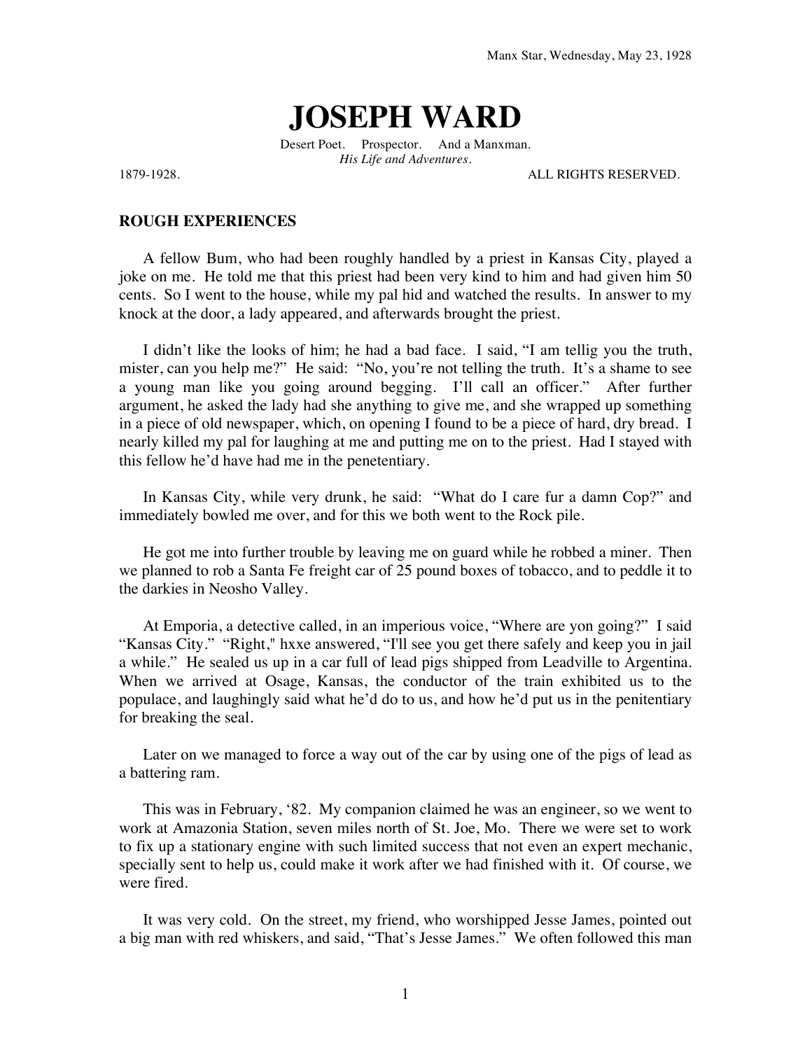Manx Star, Wednesday, May 23, 1928

# JOSEPH WARD

Desert Poet. Prospector. And a Manxman.
*His Life and Adventures.*

1879-1928. ALL RIGHTS RESERVED.

**ROUGH EXPERIENCES**

A fellow Bum, who had been roughly handled by a priest in Kansas City, played a joke on me. He told me that this priest had been very kind to him and had given him 50 cents. So I went to the house, while my pal hid and watched the results. In answer to my knock at the door, a lady appeared, and afterwards brought the priest.

I didn't like the looks of him; he had a bad face. I said, "I am tellig you the truth, mister, can you help me?" He said: "No, you're not telling the truth. It's a shame to see a young man like you going around begging. I'll call an officer." After further argument, he asked the lady had she anything to give me, and she wrapped up something in a piece of old newspaper, which, on opening I found to be a piece of hard, dry bread. I nearly killed my pal for laughing at me and putting me on to the priest. Had I stayed with this fellow he'd have had me in the penetentiary.

In Kansas City, while very drunk, he said: "What do I care fur a damn Cop?" and immediately bowled me over, and for this we both went to the Rock pile.

He got me into further trouble by leaving me on guard while he robbed a miner. Then we planned to rob a Santa Fe freight car of 25 pound boxes of tobacco, and to peddle it to the darkies in Neosho Valley.

At Emporia, a detective called, in an imperious voice, "Where are yon going?" I said "Kansas City." "Right," hxxe answered, "I'll see you get there safely and keep you in jail a while." He sealed us up in a car full of lead pigs shipped from Leadville to Argentina. When we arrived at Osage, Kansas, the conductor of the train exhibited us to the populace, and laughingly said what he'd do to us, and how he'd put us in the penitentiary for breaking the seal.

Later on we managed to force a way out of the car by using one of the pigs of lead as a battering ram.

This was in February, '82. My companion claimed he was an engineer, so we went to work at Amazonia Station, seven miles north of St. Joe, Mo. There we were set to work to fix up a stationary engine with such limited success that not even an expert mechanic, specially sent to help us, could make it work after we had finished with it. Of course, we were fired.

It was very cold. On the street, my friend, who worshipped Jesse James, pointed out a big man with red whiskers, and said, "That's Jesse James." We often followed this man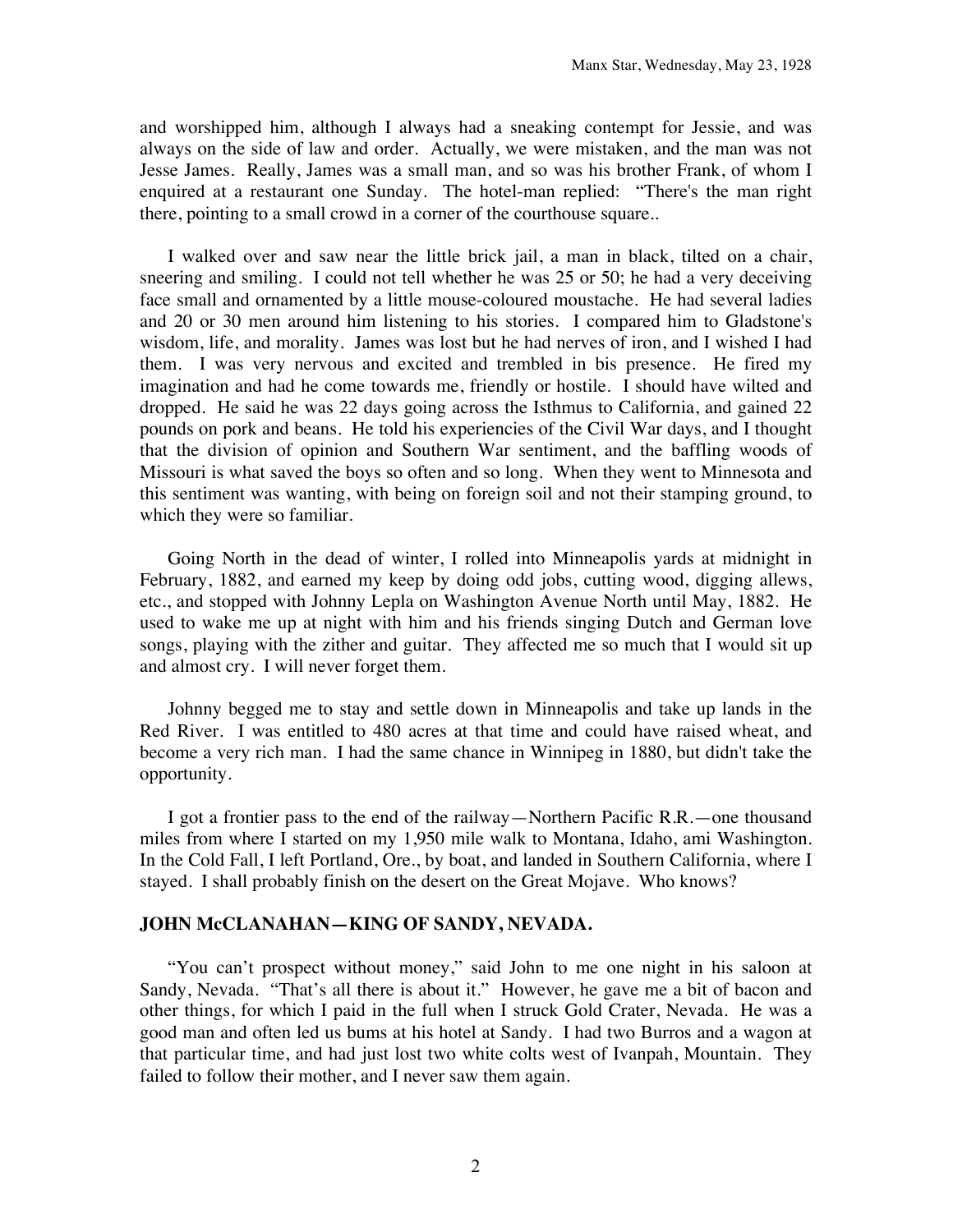and worshipped him, although I always had a sneaking contempt for Jessie, and was always on the side of law and order. Actually, we were mistaken, and the man was not Jesse James. Really, James was a small man, and so was his brother Frank, of whom I enquired at a restaurant one Sunday. The hotel-man replied: "There's the man right there, pointing to a small crowd in a corner of the courthouse square..

I walked over and saw near the little brick jail, a man in black, tilted on a chair, sneering and smiling. I could not tell whether he was 25 or 50; he had a very deceiving face small and ornamented by a little mouse-coloured moustache. He had several ladies and 20 or 30 men around him listening to his stories. I compared him to Gladstone's wisdom, life, and morality. James was lost but he had nerves of iron, and I wished I had them. I was very nervous and excited and trembled in bis presence. He fired my imagination and had he come towards me, friendly or hostile. I should have wilted and dropped. He said he was 22 days going across the Isthmus to California, and gained 22 pounds on pork and beans. He told his experiencies of the Civil War days, and I thought that the division of opinion and Southern War sentiment, and the baffling woods of Missouri is what saved the boys so often and so long. When they went to Minnesota and this sentiment was wanting, with being on foreign soil and not their stamping ground, to which they were so familiar.

Going North in the dead of winter, I rolled into Minneapolis yards at midnight in February, 1882, and earned my keep by doing odd jobs, cutting wood, digging allews, etc., and stopped with Johnny Lepla on Washington Avenue North until May, 1882. He used to wake me up at night with him and his friends singing Dutch and German love songs, playing with the zither and guitar. They affected me so much that I would sit up and almost cry. I will never forget them.

Johnny begged me to stay and settle down in Minneapolis and take up lands in the Red River. I was entitled to 480 acres at that time and could have raised wheat, and become a very rich man. I had the same chance in Winnipeg in 1880, but didn't take the opportunity.

I got a frontier pass to the end of the railway—Northern Pacific R.R.—one thousand miles from where I started on my 1,950 mile walk to Montana, Idaho, ami Washington. In the Cold Fall, I left Portland, Ore., by boat, and landed in Southern California, where I stayed. I shall probably finish on the desert on the Great Mojave. Who knows?

### JOHN McCLANAHAN—KING OF SANDY, NEVADA.

"You can't prospect without money," said John to me one night in his saloon at Sandy, Nevada. "That's all there is about it." However, he gave me a bit of bacon and other things, for which I paid in the full when I struck Gold Crater, Nevada. He was a good man and often led us bums at his hotel at Sandy. I had two Burros and a wagon at that particular time, and had just lost two white colts west of Ivanpah, Mountain. They failed to follow their mother, and I never saw them again.